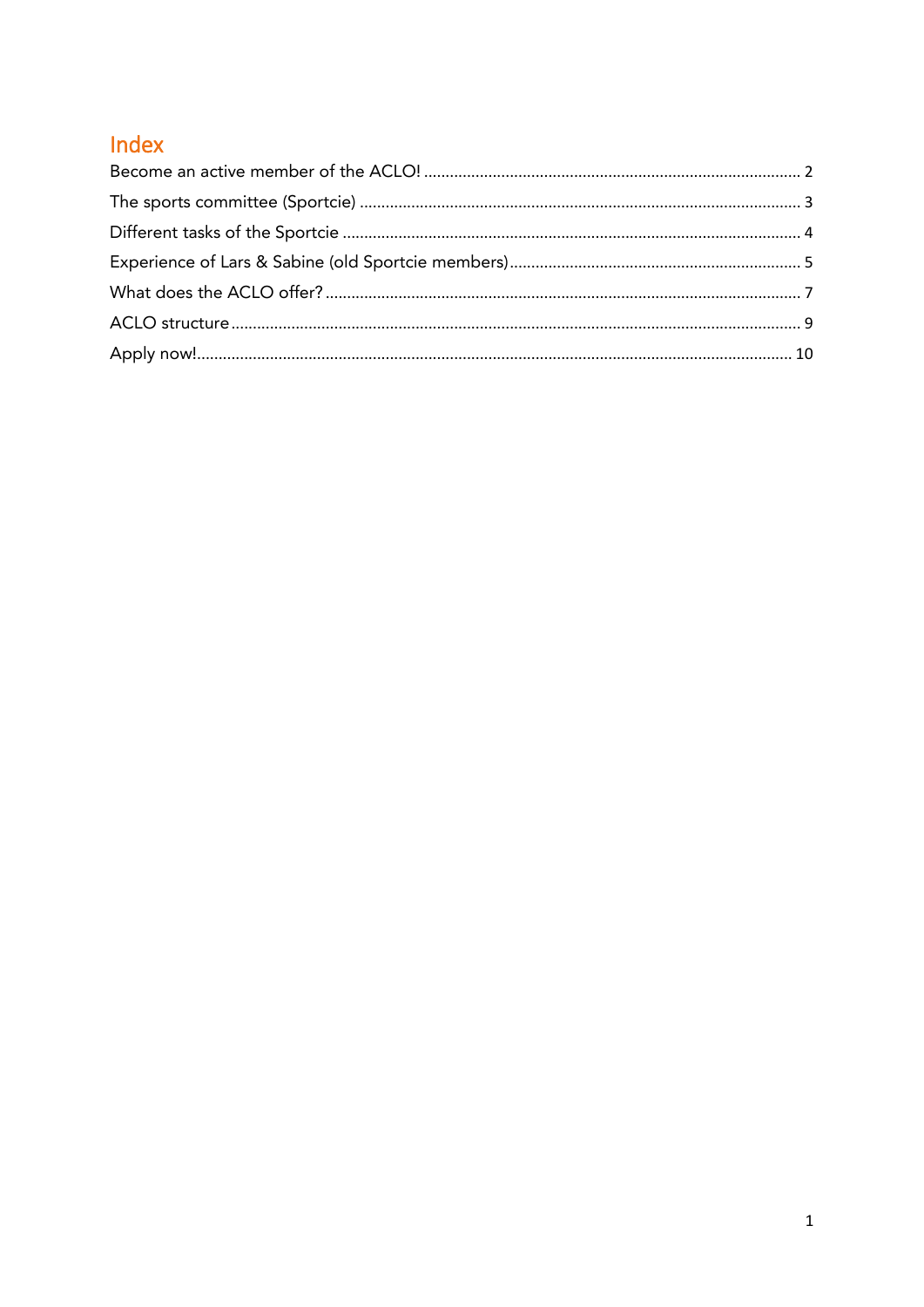# Index

Become an active member of the ACLO! ..................... 2

The sports committee (Sportcie) ..................... 3

Different tasks of the Sportcie ..................... 4

Experience of Lars & Sabine (old Sportcie members) ..................... 5

What does the ACLO offer? ..................... 7

ACLO structure ..................... 9

Apply now! ..................... 10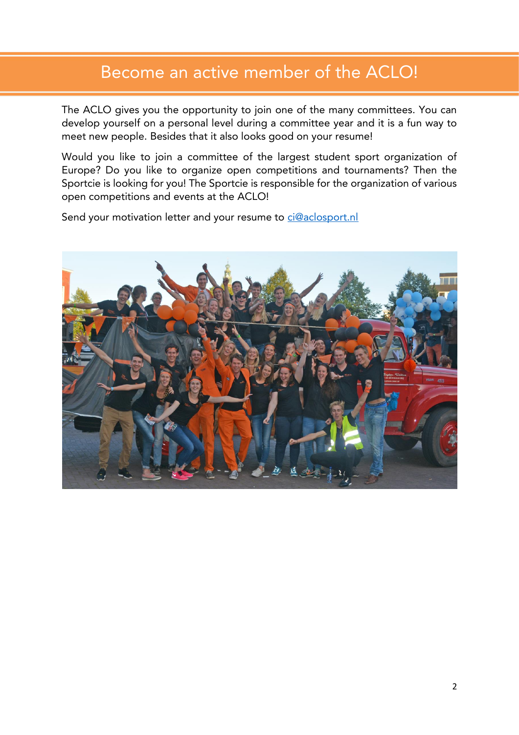# Become an active member of the ACLO!

The ACLO gives you the opportunity to join one of the many committees. You can develop yourself on a personal level during a committee year and it is a fun way to meet new people. Besides that it also looks good on your resume!

Would you like to join a committee of the largest student sport organization of Europe? Do you like to organize open competitions and tournaments? Then the Sportcie is looking for you! The Sportcie is responsible for the organization of various open competitions and events at the ACLO!

Send your motivation letter and your resume to ci@aclosport.nl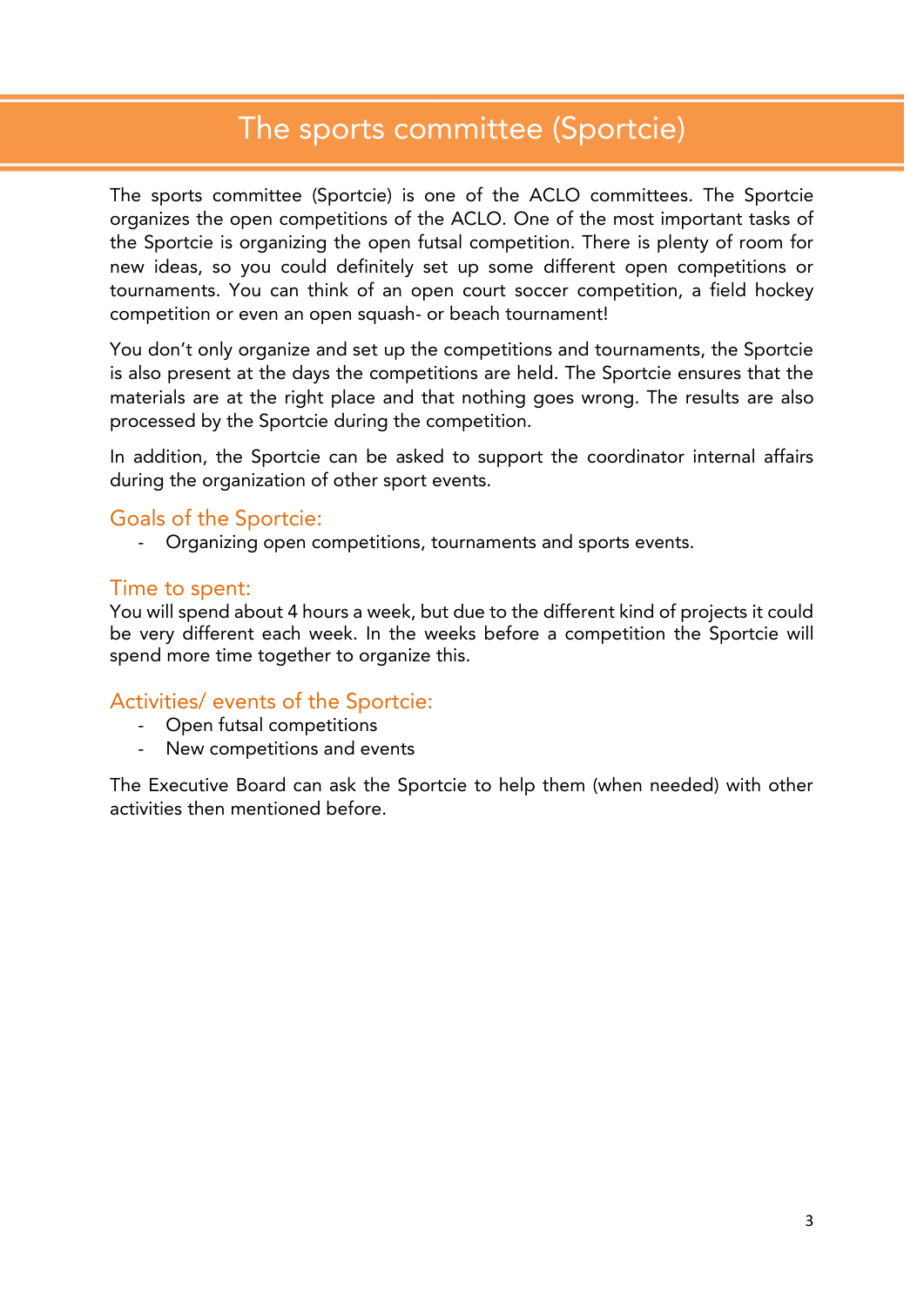# The sports committee (Sportcie)

The sports committee (Sportcie) is one of the ACLO committees. The Sportcie organizes the open competitions of the ACLO. One of the most important tasks of the Sportcie is organizing the open futsal competition. There is plenty of room for new ideas, so you could definitely set up some different open competitions or tournaments. You can think of an open court soccer competition, a field hockey competition or even an open squash- or beach tournament!

You don't only organize and set up the competitions and tournaments, the Sportcie is also present at the days the competitions are held. The Sportcie ensures that the materials are at the right place and that nothing goes wrong. The results are also processed by the Sportcie during the competition.

In addition, the Sportcie can be asked to support the coordinator internal affairs during the organization of other sport events.

## Goals of the Sportcie:

- Organizing open competitions, tournaments and sports events.

## Time to spent:

You will spend about 4 hours a week, but due to the different kind of projects it could be very different each week. In the weeks before a competition the Sportcie will spend more time together to organize this.

## Activities/ events of the Sportcie:

- Open futsal competitions
- New competitions and events

The Executive Board can ask the Sportcie to help them (when needed) with other activities then mentioned before.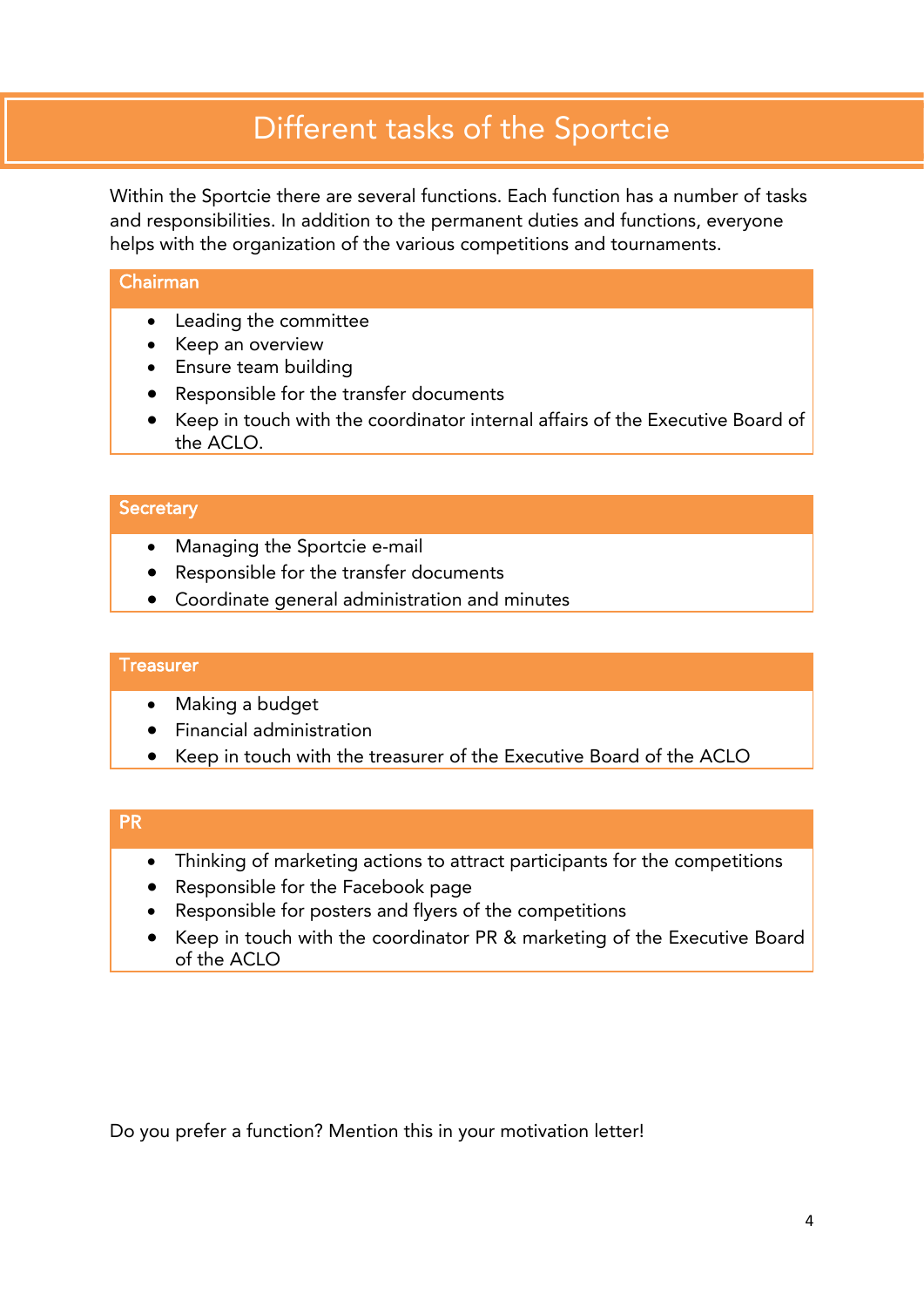# Different tasks of the Sportcie

Within the Sportcie there are several functions. Each function has a number of tasks and responsibilities. In addition to the permanent duties and functions, everyone helps with the organization of the various competitions and tournaments.

## Chairman

- Leading the committee
- Keep an overview
- Ensure team building
- Responsible for the transfer documents
- Keep in touch with the coordinator internal affairs of the Executive Board of the ACLO.

## Secretary

- Managing the Sportcie e-mail
- Responsible for the transfer documents
- Coordinate general administration and minutes

## Treasurer

- Making a budget
- Financial administration
- Keep in touch with the treasurer of the Executive Board of the ACLO

## PR

- Thinking of marketing actions to attract participants for the competitions
- Responsible for the Facebook page
- Responsible for posters and flyers of the competitions
- Keep in touch with the coordinator PR & marketing of the Executive Board of the ACLO

Do you prefer a function? Mention this in your motivation letter!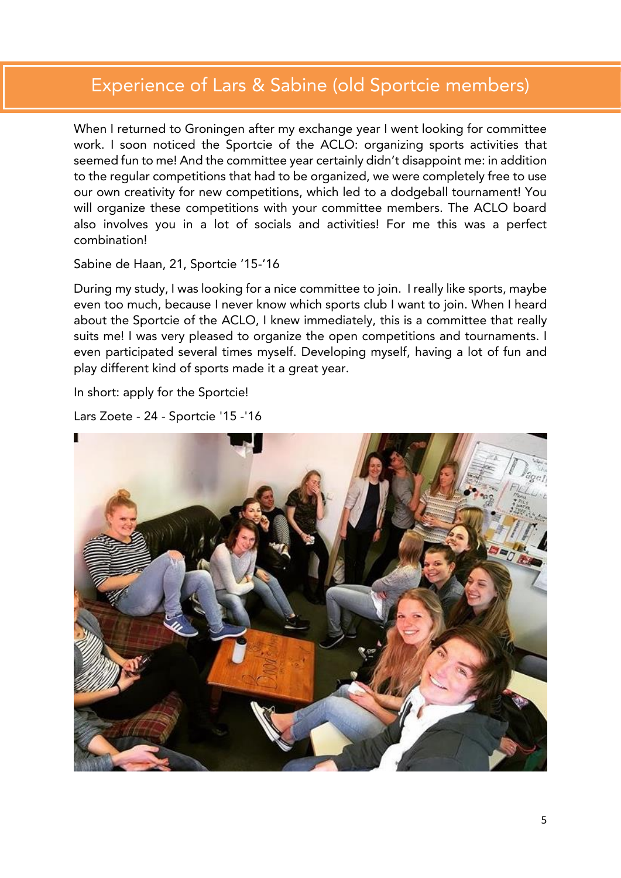# Experience of Lars & Sabine (old Sportcie members)

When I returned to Groningen after my exchange year I went looking for committee work. I soon noticed the Sportcie of the ACLO: organizing sports activities that seemed fun to me! And the committee year certainly didn't disappoint me: in addition to the regular competitions that had to be organized, we were completely free to use our own creativity for new competitions, which led to a dodgeball tournament! You will organize these competitions with your committee members. The ACLO board also involves you in a lot of socials and activities! For me this was a perfect combination!

Sabine de Haan, 21, Sportcie '15-'16

During my study, I was looking for a nice committee to join. I really like sports, maybe even too much, because I never know which sports club I want to join. When I heard about the Sportcie of the ACLO, I knew immediately, this is a committee that really suits me! I was very pleased to organize the open competitions and tournaments. I even participated several times myself. Developing myself, having a lot of fun and play different kind of sports made it a great year.

In short: apply for the Sportcie!

Lars Zoete - 24 - Sportcie '15 -'16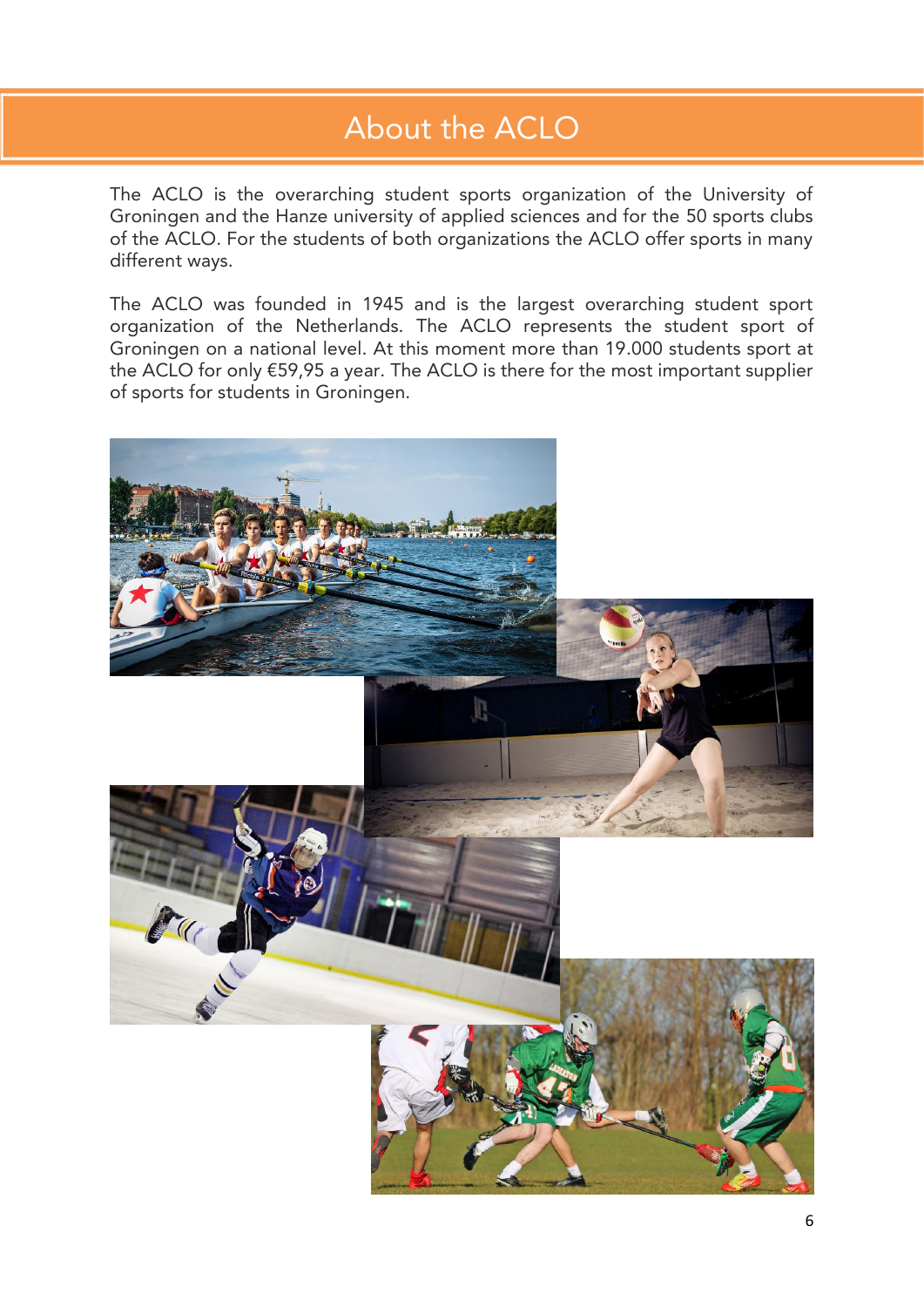# About the ACLO

The ACLO is the overarching student sports organization of the University of Groningen and the Hanze university of applied sciences and for the 50 sports clubs of the ACLO. For the students of both organizations the ACLO offer sports in many different ways.

The ACLO was founded in 1945 and is the largest overarching student sport organization of the Netherlands. The ACLO represents the student sport of Groningen on a national level. At this moment more than 19.000 students sport at the ACLO for only €59,95 a year. The ACLO is there for the most important supplier of sports for students in Groningen.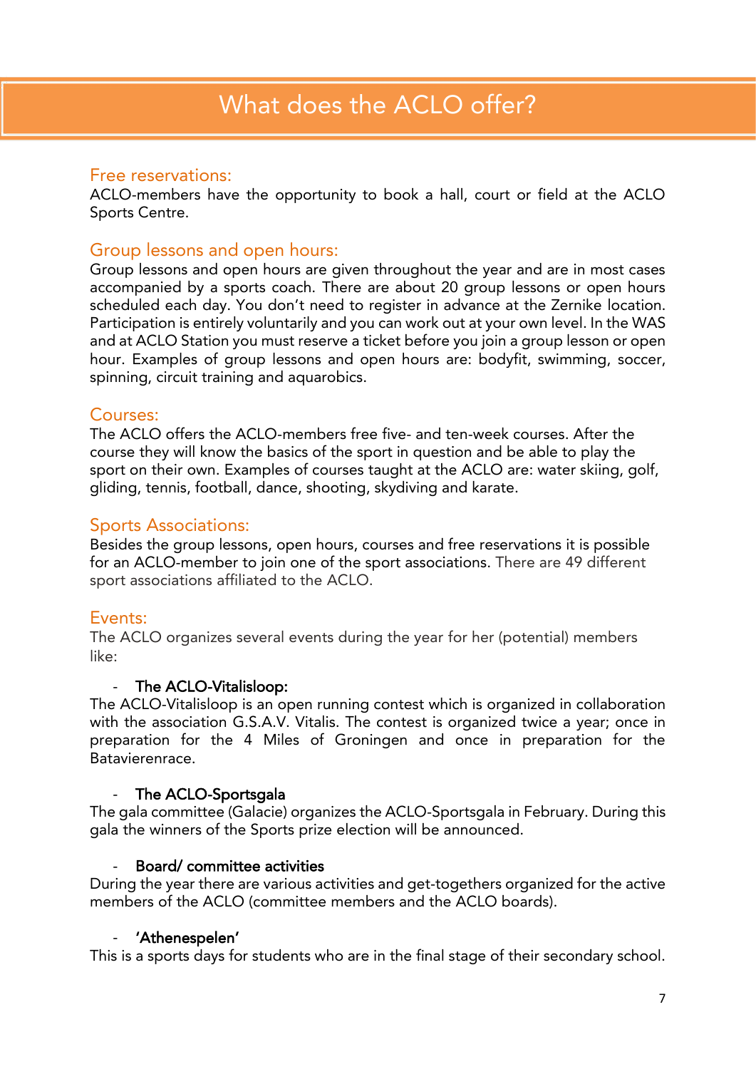# What does the ACLO offer?

## Free reservations:

ACLO-members have the opportunity to book a hall, court or field at the ACLO Sports Centre.

## Group lessons and open hours:

Group lessons and open hours are given throughout the year and are in most cases accompanied by a sports coach. There are about 20 group lessons or open hours scheduled each day. You don't need to register in advance at the Zernike location. Participation is entirely voluntarily and you can work out at your own level. In the WAS and at ACLO Station you must reserve a ticket before you join a group lesson or open hour. Examples of group lessons and open hours are: bodyfit, swimming, soccer, spinning, circuit training and aquarobics.

## Courses:

The ACLO offers the ACLO-members free five- and ten-week courses. After the course they will know the basics of the sport in question and be able to play the sport on their own. Examples of courses taught at the ACLO are: water skiing, golf, gliding, tennis, football, dance, shooting, skydiving and karate.

## Sports Associations:

Besides the group lessons, open hours, courses and free reservations it is possible for an ACLO-member to join one of the sport associations. There are 49 different sport associations affiliated to the ACLO.

## Events:

The ACLO organizes several events during the year for her (potential) members like:

- **The ACLO-Vitalisloop:**

The ACLO-Vitalisloop is an open running contest which is organized in collaboration with the association G.S.A.V. Vitalis. The contest is organized twice a year; once in preparation for the 4 Miles of Groningen and once in preparation for the Batavierenrace.

- **The ACLO-Sportsgala**

The gala committee (Galacie) organizes the ACLO-Sportsgala in February. During this gala the winners of the Sports prize election will be announced.

- **Board/ committee activities**

During the year there are various activities and get-togethers organized for the active members of the ACLO (committee members and the ACLO boards).

- **'Athenespelen'**

This is a sports days for students who are in the final stage of their secondary school.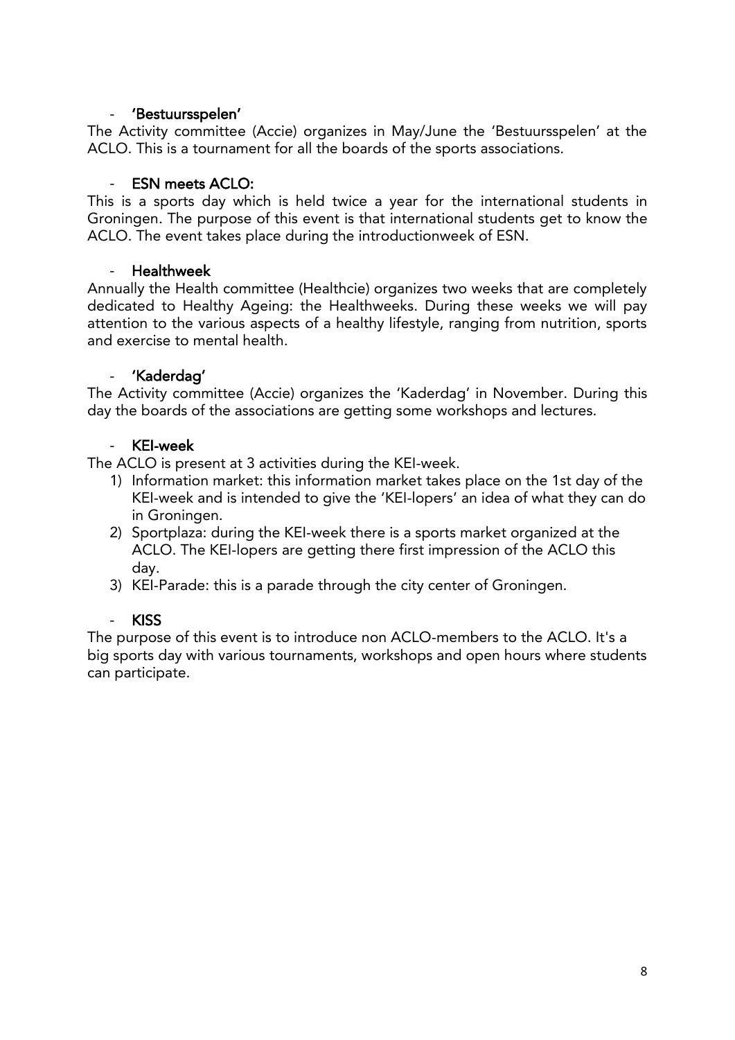- **'Bestuursspelen'**

The Activity committee (Accie) organizes in May/June the 'Bestuursspelen' at the ACLO. This is a tournament for all the boards of the sports associations.

- **ESN meets ACLO:**

This is a sports day which is held twice a year for the international students in Groningen. The purpose of this event is that international students get to know the ACLO. The event takes place during the introductionweek of ESN.

- **Healthweek**

Annually the Health committee (Healthcie) organizes two weeks that are completely dedicated to Healthy Ageing: the Healthweeks. During these weeks we will pay attention to the various aspects of a healthy lifestyle, ranging from nutrition, sports and exercise to mental health.

- **'Kaderdag'**

The Activity committee (Accie) organizes the 'Kaderdag' in November. During this day the boards of the associations are getting some workshops and lectures.

- **KEI-week**

The ACLO is present at 3 activities during the KEI-week.

1) Information market: this information market takes place on the 1st day of the KEI-week and is intended to give the 'KEI-lopers' an idea of what they can do in Groningen.
2) Sportplaza: during the KEI-week there is a sports market organized at the ACLO. The KEI-lopers are getting there first impression of the ACLO this day.
3) KEI-Parade: this is a parade through the city center of Groningen.

- **KISS**

The purpose of this event is to introduce non ACLO-members to the ACLO. It's a big sports day with various tournaments, workshops and open hours where students can participate.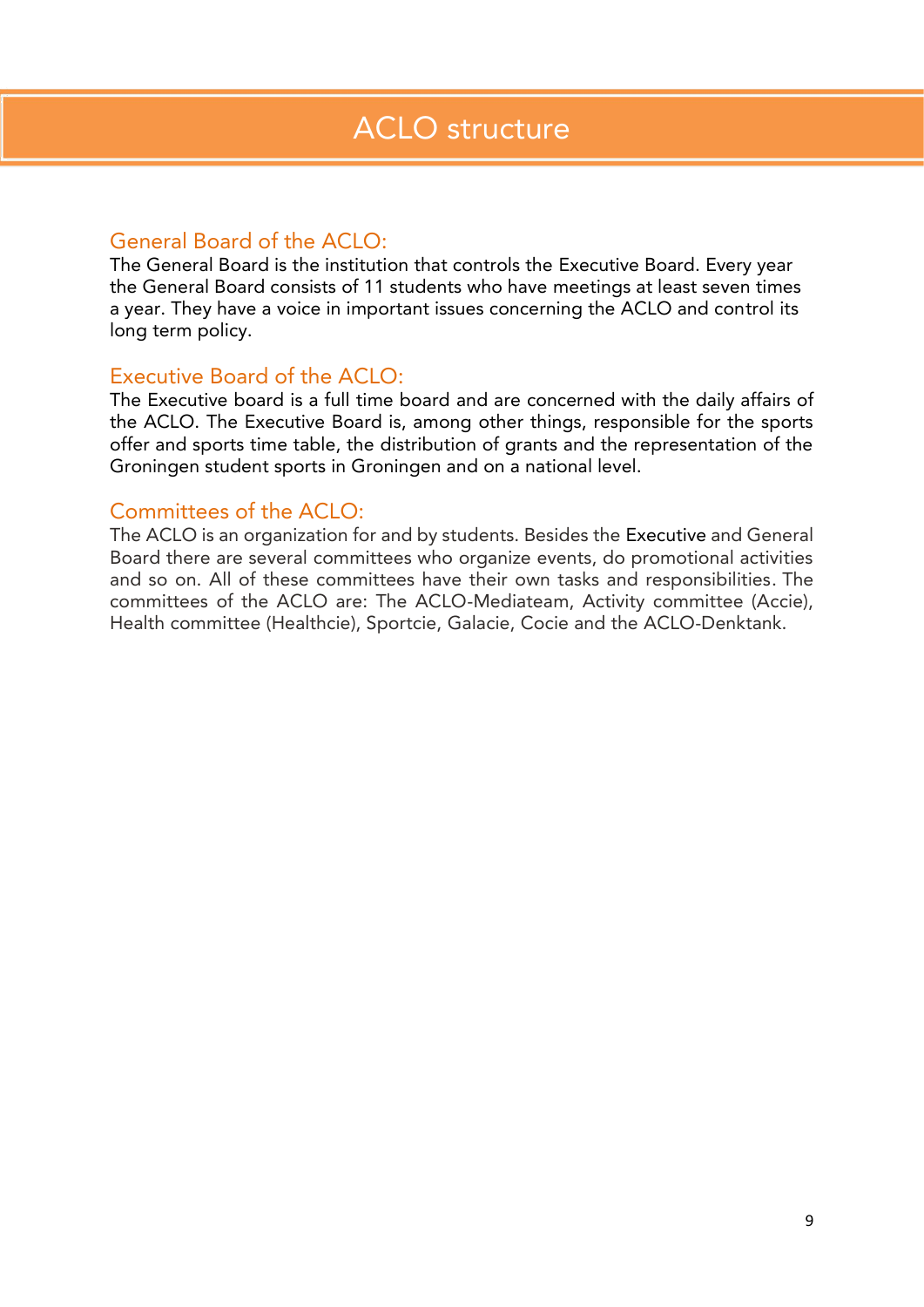# ACLO structure

## General Board of the ACLO:

The General Board is the institution that controls the Executive Board. Every year the General Board consists of 11 students who have meetings at least seven times a year. They have a voice in important issues concerning the ACLO and control its long term policy.

## Executive Board of the ACLO:

The Executive board is a full time board and are concerned with the daily affairs of the ACLO. The Executive Board is, among other things, responsible for the sports offer and sports time table, the distribution of grants and the representation of the Groningen student sports in Groningen and on a national level.

## Committees of the ACLO:

The ACLO is an organization for and by students. Besides the Executive and General Board there are several committees who organize events, do promotional activities and so on. All of these committees have their own tasks and responsibilities. The committees of the ACLO are: The ACLO-Mediateam, Activity committee (Accie), Health committee (Healthcie), Sportcie, Galacie, Cocie and the ACLO-Denktank.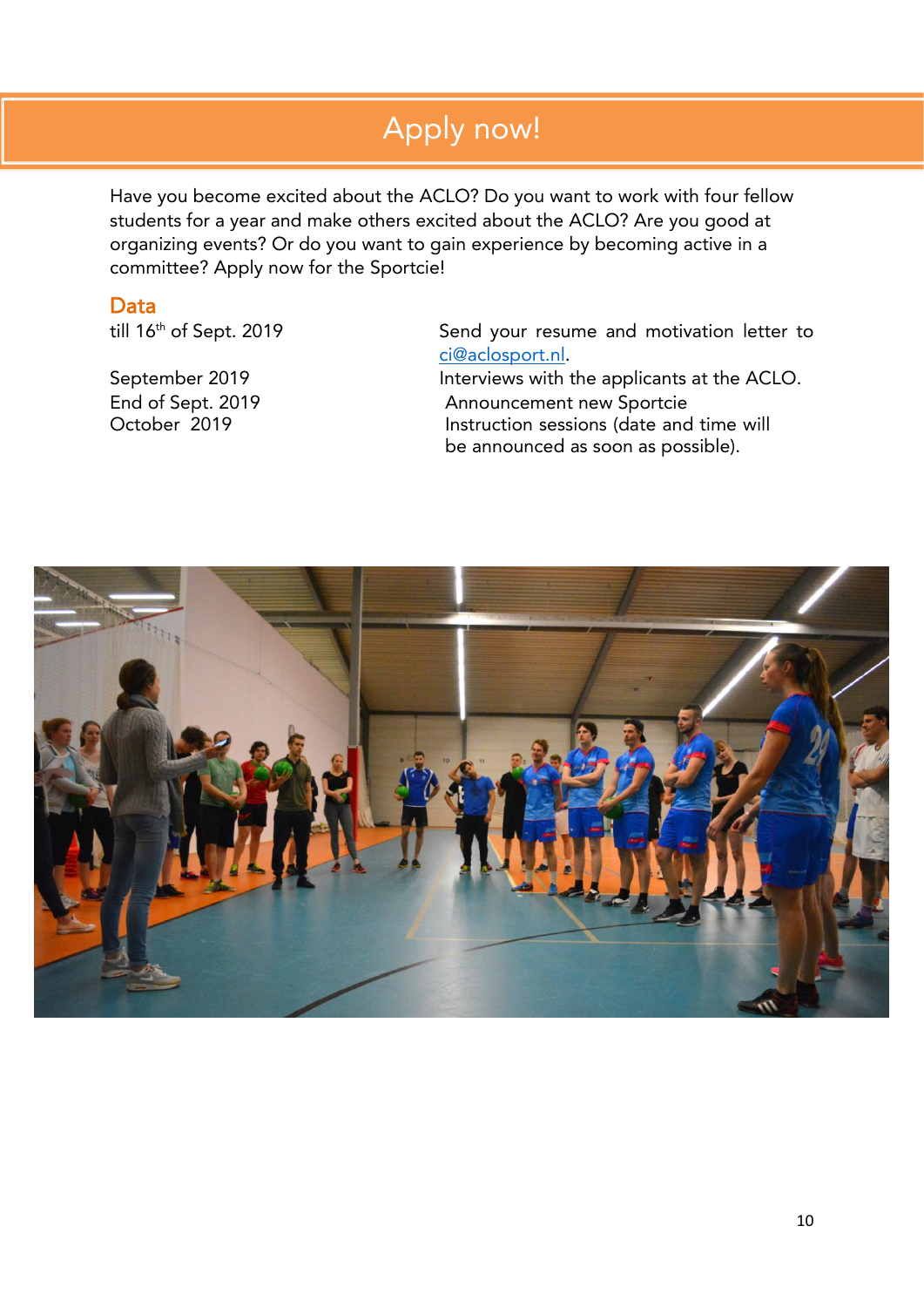# Apply now!

Have you become excited about the ACLO? Do you want to work with four fellow students for a year and make others excited about the ACLO? Are you good at organizing events? Or do you want to gain experience by becoming active in a committee? Apply now for the Sportcie!

## Data

| | |
|---|---|
| till 16th of Sept. 2019 | Send your resume and motivation letter to ci@aclosport.nl. |
| September 2019 | Interviews with the applicants at the ACLO. |
| End of Sept. 2019 | Announcement new Sportcie |
| October 2019 | Instruction sessions (date and time will be announced as soon as possible). |